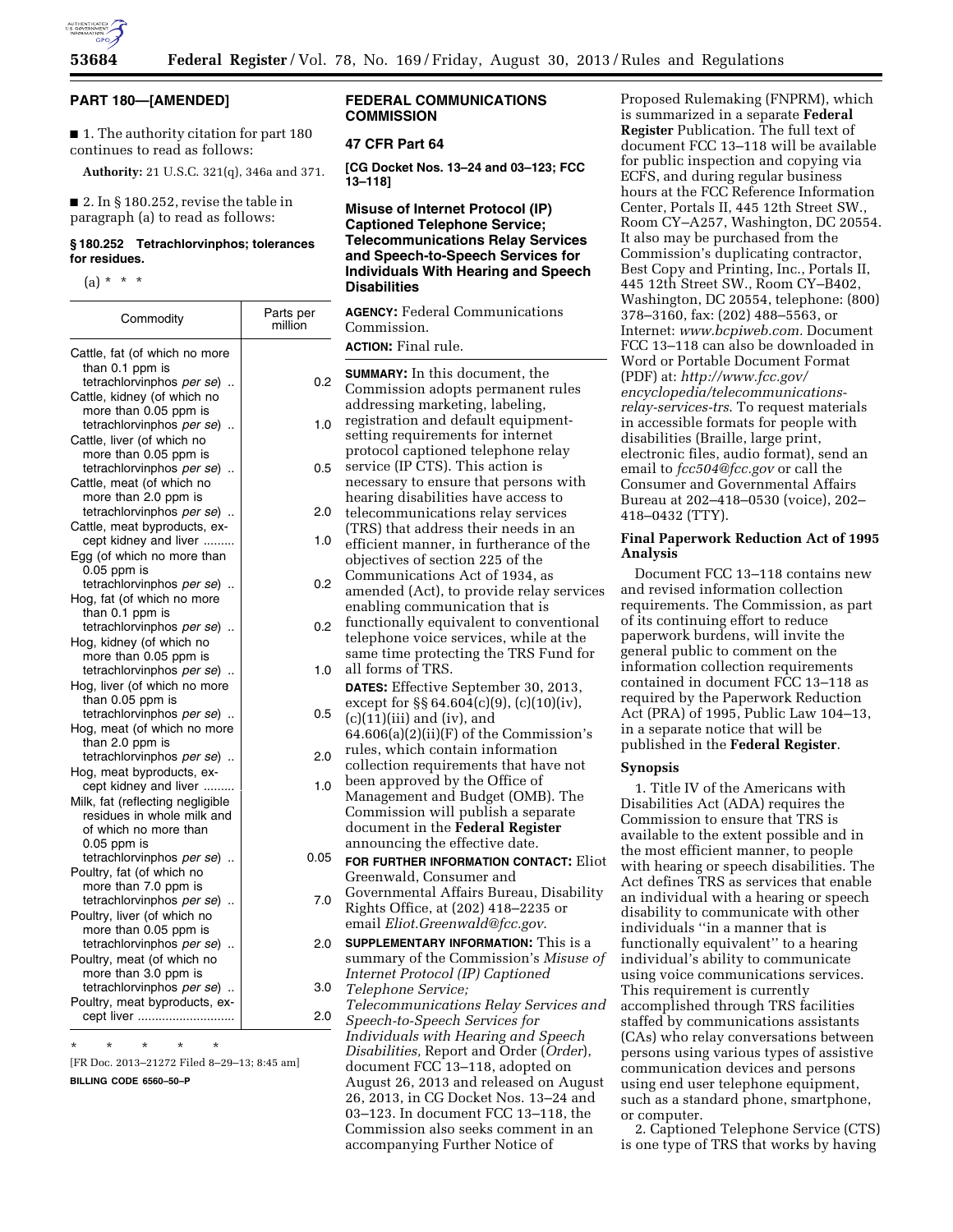## PART 180—[AMENDED]

■ 1. The authority citation for part 180 continues to read as follows:

**Authority:** 21 U.S.C. 321(q), 346a and 371.

■ 2. In § 180.252, revise the table in paragraph (a) to read as follows:

### § 180.252 Tetrachlorvinphos; tolerances for residues.

(a) * * *

| Commodity | Parts per million |
|---|---|
| Cattle, fat (of which no more than 0.1 ppm is tetrachlorvinphos *per se*) | 0.2 |
| Cattle, kidney (of which no more than 0.05 ppm is tetrachlorvinphos *per se*) | 1.0 |
| Cattle, liver (of which no more than 0.05 ppm is tetrachlorvinphos *per se*) | 0.5 |
| Cattle, meat (of which no more than 2.0 ppm is tetrachlorvinphos *per se*) | 2.0 |
| Cattle, meat byproducts, except kidney and liver | 1.0 |
| Egg (of which no more than 0.05 ppm is tetrachlorvinphos *per se*) | 0.2 |
| Hog, fat (of which no more than 0.1 ppm is tetrachlorvinphos *per se*) | 0.2 |
| Hog, kidney (of which no more than 0.05 ppm is tetrachlorvinphos *per se*) | 1.0 |
| Hog, liver (of which no more than 0.05 ppm is tetrachlorvinphos *per se*) | 0.5 |
| Hog, meat (of which no more than 2.0 ppm is tetrachlorvinphos *per se*) | 2.0 |
| Hog, meat byproducts, except kidney and liver | 1.0 |
| Milk, fat (reflecting negligible residues in whole milk and of which no more than 0.05 ppm is tetrachlorvinphos *per se*) | 0.05 |
| Poultry, fat (of which no more than 7.0 ppm is tetrachlorvinphos *per se*) | 7.0 |
| Poultry, liver (of which no more than 0.05 ppm is tetrachlorvinphos *per se*) | 2.0 |
| Poultry, meat (of which no more than 3.0 ppm is tetrachlorvinphos *per se*) | 3.0 |
| Poultry, meat byproducts, except liver | 2.0 |

\* \* \* \* \*

[FR Doc. 2013–21272 Filed 8–29–13; 8:45 am]

**BILLING CODE 6560–50–P**

## FEDERAL COMMUNICATIONS COMMISSION

### 47 CFR Part 64

**[CG Docket Nos. 13–24 and 03–123; FCC 13–118]**

### Misuse of Internet Protocol (IP) Captioned Telephone Service; Telecommunications Relay Services and Speech-to-Speech Services for Individuals With Hearing and Speech Disabilities

**AGENCY:** Federal Communications Commission.

**ACTION:** Final rule.

**SUMMARY:** In this document, the Commission adopts permanent rules addressing marketing, labeling, registration and default equipment-setting requirements for internet protocol captioned telephone relay service (IP CTS). This action is necessary to ensure that persons with hearing disabilities have access to telecommunications relay services (TRS) that address their needs in an efficient manner, in furtherance of the objectives of section 225 of the Communications Act of 1934, as amended (Act), to provide relay services enabling communication that is functionally equivalent to conventional telephone voice services, while at the same time protecting the TRS Fund for all forms of TRS.

**DATES:** Effective September 30, 2013, except for §§ 64.604(c)(9), (c)(10)(iv), (c)(11)(iii) and (iv), and 64.606(a)(2)(ii)(F) of the Commission's rules, which contain information collection requirements that have not been approved by the Office of Management and Budget (OMB). The Commission will publish a separate document in the **Federal Register** announcing the effective date.

**FOR FURTHER INFORMATION CONTACT:** Eliot Greenwald, Consumer and Governmental Affairs Bureau, Disability Rights Office, at (202) 418–2235 or email *Eliot.Greenwald@fcc.gov*.

**SUPPLEMENTARY INFORMATION:** This is a summary of the Commission's *Misuse of Internet Protocol (IP) Captioned Telephone Service; Telecommunications Relay Services and Speech-to-Speech Services for Individuals with Hearing and Speech Disabilities,* Report and Order (*Order*), document FCC 13–118, adopted on August 26, 2013 and released on August 26, 2013, in CG Docket Nos. 13–24 and 03–123. In document FCC 13–118, the Commission also seeks comment in an accompanying Further Notice of Proposed Rulemaking (FNPRM), which is summarized in a separate **Federal Register** Publication. The full text of document FCC 13–118 will be available for public inspection and copying via ECFS, and during regular business hours at the FCC Reference Information Center, Portals II, 445 12th Street SW., Room CY–A257, Washington, DC 20554. It also may be purchased from the Commission's duplicating contractor, Best Copy and Printing, Inc., Portals II, 445 12th Street SW., Room CY–B402, Washington, DC 20554, telephone: (800) 378–3160, fax: (202) 488–5563, or Internet: *www.bcpiweb.com*. Document FCC 13–118 can also be downloaded in Word or Portable Document Format (PDF) at: *http://www.fcc.gov/encyclopedia/telecommunications-relay-services-trs*. To request materials in accessible formats for people with disabilities (Braille, large print, electronic files, audio format), send an email to *fcc504@fcc.gov* or call the Consumer and Governmental Affairs Bureau at 202–418–0530 (voice), 202–418–0432 (TTY).

### Final Paperwork Reduction Act of 1995 Analysis

Document FCC 13–118 contains new and revised information collection requirements. The Commission, as part of its continuing effort to reduce paperwork burdens, will invite the general public to comment on the information collection requirements contained in document FCC 13–118 as required by the Paperwork Reduction Act (PRA) of 1995, Public Law 104–13, in a separate notice that will be published in the **Federal Register**.

### Synopsis

1. Title IV of the Americans with Disabilities Act (ADA) requires the Commission to ensure that TRS is available to the extent possible and in the most efficient manner, to people with hearing or speech disabilities. The Act defines TRS as services that enable an individual with a hearing or speech disability to communicate with other individuals "in a manner that is functionally equivalent" to a hearing individual's ability to communicate using voice communications services. This requirement is currently accomplished through TRS facilities staffed by communications assistants (CAs) who relay conversations between persons using various types of assistive communication devices and persons using end user telephone equipment, such as a standard phone, smartphone, or computer.

2. Captioned Telephone Service (CTS) is one type of TRS that works by having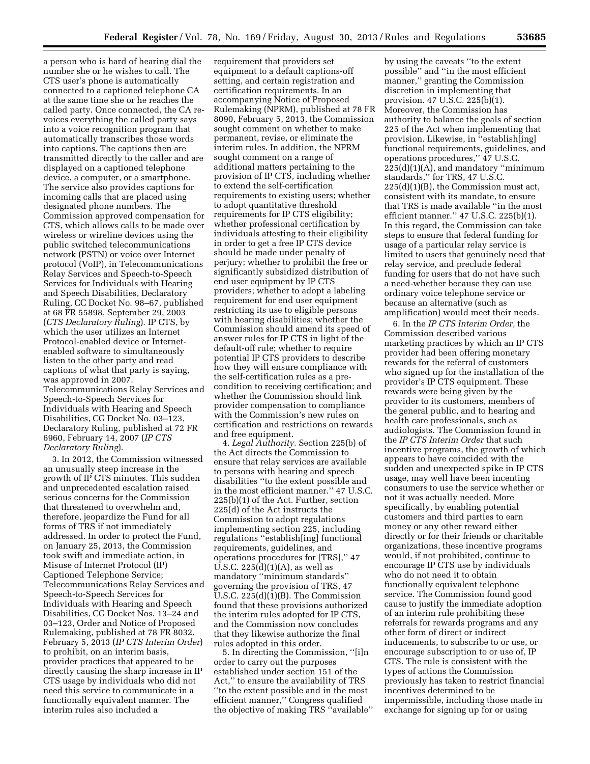a person who is hard of hearing dial the number she or he wishes to call. The CTS user's phone is automatically connected to a captioned telephone CA at the same time she or he reaches the called party. Once connected, the CA re-voices everything the called party says into a voice recognition program that automatically transcribes those words into captions. The captions then are transmitted directly to the caller and are displayed on a captioned telephone device, a computer, or a smartphone. The service also provides captions for incoming calls that are placed using designated phone numbers. The Commission approved compensation for CTS, which allows calls to be made over wireless or wireline devices using the public switched telecommunications network (PSTN) or voice over Internet protocol (VoIP), in Telecommunications Relay Services and Speech-to-Speech Services for Individuals with Hearing and Speech Disabilities, Declaratory Ruling, CC Docket No. 98–67, published at 68 FR 55898, September 29, 2003 (*CTS Declaratory Ruling*). IP CTS, by which the user utilizes an Internet Protocol-enabled device or Internet-enabled software to simultaneously listen to the other party and read captions of what that party is saying, was approved in 2007. Telecommunications Relay Services and Speech-to-Speech Services for Individuals with Hearing and Speech Disabilities, CG Docket No. 03–123, Declaratory Ruling, published at 72 FR 6960, February 14, 2007 (*IP CTS Declaratory Ruling*).

3. In 2012, the Commission witnessed an unusually steep increase in the growth of IP CTS minutes. This sudden and unprecedented escalation raised serious concerns for the Commission that threatened to overwhelm and, therefore, jeopardize the Fund for all forms of TRS if not immediately addressed. In order to protect the Fund, on January 25, 2013, the Commission took swift and immediate action, in Misuse of Internet Protocol (IP) Captioned Telephone Service; Telecommunications Relay Services and Speech-to-Speech Services for Individuals with Hearing and Speech Disabilities, CG Docket Nos. 13–24 and 03–123, Order and Notice of Proposed Rulemaking, published at 78 FR 8032, February 5, 2013 (*IP CTS Interim Order*) to prohibit, on an interim basis, provider practices that appeared to be directly causing the sharp increase in IP CTS usage by individuals who did not need this service to communicate in a functionally equivalent manner. The interim rules also included a requirement that providers set equipment to a default captions-off setting, and certain registration and certification requirements. In an accompanying Notice of Proposed Rulemaking (NPRM), published at 78 FR 8090, February 5, 2013, the Commission sought comment on whether to make permanent, revise, or eliminate the interim rules. In addition, the NPRM sought comment on a range of additional matters pertaining to the provision of IP CTS, including whether to extend the self-certification requirements to existing users; whether to adopt quantitative threshold requirements for IP CTS eligibility; whether professional certification by individuals attesting to their eligibility in order to get a free IP CTS device should be made under penalty of perjury; whether to prohibit the free or significantly subsidized distribution of end user equipment by IP CTS providers; whether to adopt a labeling requirement for end user equipment restricting its use to eligible persons with hearing disabilities; whether the Commission should amend its speed of answer rules for IP CTS in light of the default-off rule; whether to require potential IP CTS providers to describe how they will ensure compliance with the self-certification rules as a pre-condition to receiving certification; and whether the Commission should link provider compensation to compliance with the Commission's new rules on certification and restrictions on rewards and free equipment.

4. *Legal Authority*. Section 225(b) of the Act directs the Commission to ensure that relay services are available to persons with hearing and speech disabilities ''to the extent possible and in the most efficient manner.'' 47 U.S.C. 225(b)(1) of the Act. Further, section 225(d) of the Act instructs the Commission to adopt regulations implementing section 225, including regulations ''establish[ing] functional requirements, guidelines, and operations procedures for [TRS],'' 47 U.S.C. 225(d)(1)(A), as well as mandatory ''minimum standards'' governing the provision of TRS, 47 U.S.C. 225(d)(1)(B). The Commission found that these provisions authorized the interim rules adopted for IP CTS, and the Commission now concludes that they likewise authorize the final rules adopted in this order.

5. In directing the Commission, ''[i]n order to carry out the purposes established under section 151 of the Act,'' to ensure the availability of TRS ''to the extent possible and in the most efficient manner,'' Congress qualified the objective of making TRS ''available'' by using the caveats ''to the extent possible'' and ''in the most efficient manner,'' granting the Commission discretion in implementing that provision. 47 U.S.C. 225(b)(1). Moreover, the Commission has authority to balance the goals of section 225 of the Act when implementing that provision. Likewise, in ''establish[ing] functional requirements, guidelines, and operations procedures,'' 47 U.S.C. 225(d)(1)(A), and mandatory ''minimum standards,'' for TRS, 47 U.S.C. 225(d)(1)(B), the Commission must act, consistent with its mandate, to ensure that TRS is made available ''in the most efficient manner.'' 47 U.S.C. 225(b)(1). In this regard, the Commission can take steps to ensure that federal funding for usage of a particular relay service is limited to users that genuinely need that relay service, and preclude federal funding for users that do not have such a need-whether because they can use ordinary voice telephone service or because an alternative (such as amplification) would meet their needs.

6. In the *IP CTS Interim Order,* the Commission described various marketing practices by which an IP CTS provider had been offering monetary rewards for the referral of customers who signed up for the installation of the provider's IP CTS equipment. These rewards were being given by the provider to its customers, members of the general public, and to hearing and health care professionals, such as audiologists. The Commission found in the *IP CTS Interim Order* that such incentive programs, the growth of which appears to have coincided with the sudden and unexpected spike in IP CTS usage, may well have been incenting consumers to use the service whether or not it was actually needed. More specifically, by enabling potential customers and third parties to earn money or any other reward either directly or for their friends or charitable organizations, these incentive programs would, if not prohibited, continue to encourage IP CTS use by individuals who do not need it to obtain functionally equivalent telephone service. The Commission found good cause to justify the immediate adoption of an interim rule prohibiting these referrals for rewards programs and any other form of direct or indirect inducements, to subscribe to or use, or encourage subscription to or use of, IP CTS. The rule is consistent with the types of actions the Commission previously has taken to restrict financial incentives determined to be impermissible, including those made in exchange for signing up for or using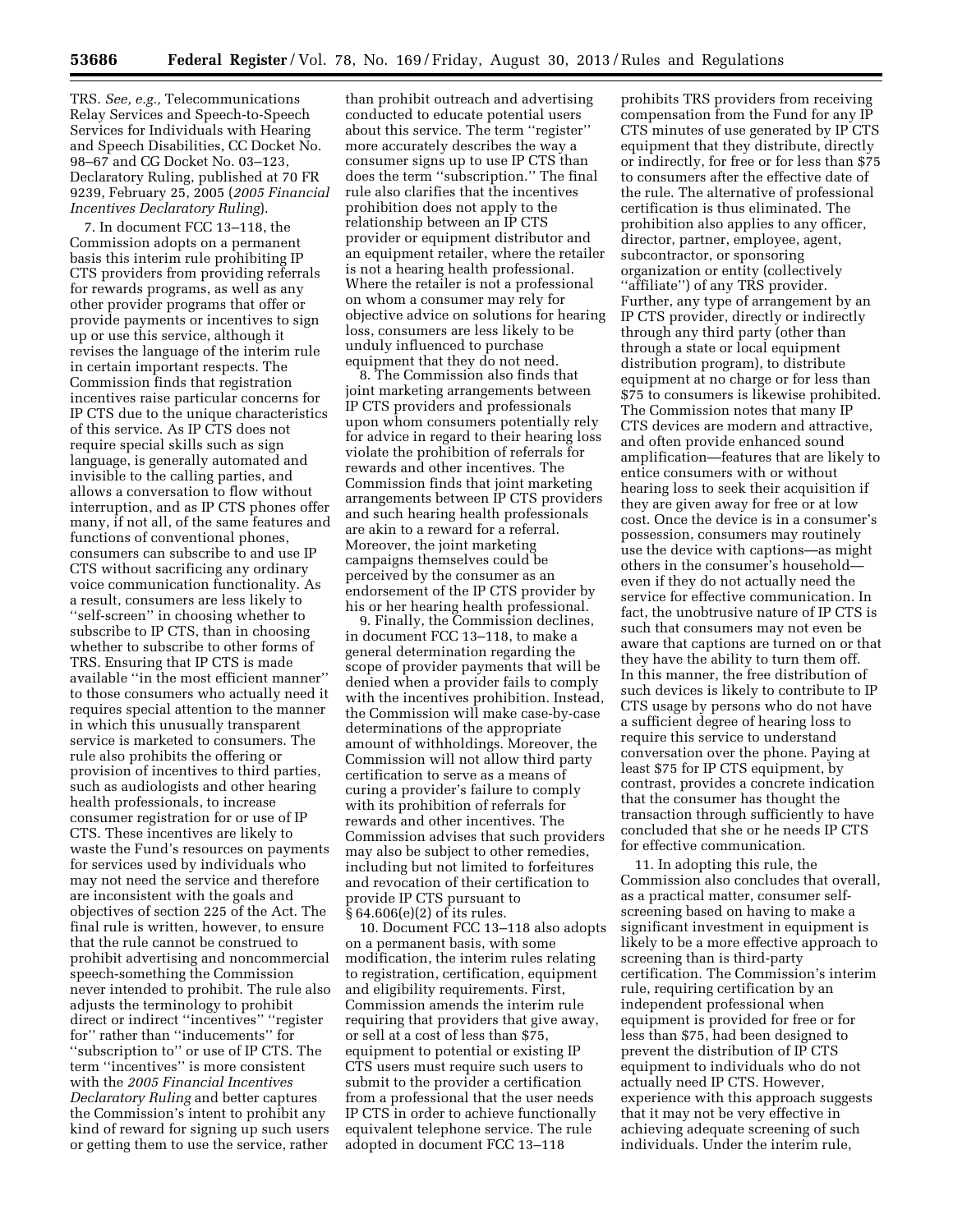TRS. *See, e.g.,* Telecommunications Relay Services and Speech-to-Speech Services for Individuals with Hearing and Speech Disabilities, CC Docket No. 98–67 and CG Docket No. 03–123, Declaratory Ruling, published at 70 FR 9239, February 25, 2005 (*2005 Financial Incentives Declaratory Ruling*).

7. In document FCC 13–118, the Commission adopts on a permanent basis this interim rule prohibiting IP CTS providers from providing referrals for rewards programs, as well as any other provider programs that offer or provide payments or incentives to sign up or use this service, although it revises the language of the interim rule in certain important respects. The Commission finds that registration incentives raise particular concerns for IP CTS due to the unique characteristics of this service. As IP CTS does not require special skills such as sign language, is generally automated and invisible to the calling parties, and allows a conversation to flow without interruption, and as IP CTS phones offer many, if not all, of the same features and functions of conventional phones, consumers can subscribe to and use IP CTS without sacrificing any ordinary voice communication functionality. As a result, consumers are less likely to ''self-screen'' in choosing whether to subscribe to IP CTS, than in choosing whether to subscribe to other forms of TRS. Ensuring that IP CTS is made available ''in the most efficient manner'' to those consumers who actually need it requires special attention to the manner in which this unusually transparent service is marketed to consumers. The rule also prohibits the offering or provision of incentives to third parties, such as audiologists and other hearing health professionals, to increase consumer registration for or use of IP CTS. These incentives are likely to waste the Fund's resources on payments for services used by individuals who may not need the service and therefore are inconsistent with the goals and objectives of section 225 of the Act. The final rule is written, however, to ensure that the rule cannot be construed to prohibit advertising and noncommercial speech-something the Commission never intended to prohibit. The rule also adjusts the terminology to prohibit direct or indirect ''incentives'' ''register for'' rather than ''inducements'' for ''subscription to'' or use of IP CTS. The term ''incentives'' is more consistent with the *2005 Financial Incentives Declaratory Ruling* and better captures the Commission's intent to prohibit any kind of reward for signing up such users or getting them to use the service, rather than prohibit outreach and advertising conducted to educate potential users about this service. The term ''register'' more accurately describes the way a consumer signs up to use IP CTS than does the term ''subscription.'' The final rule also clarifies that the incentives prohibition does not apply to the relationship between an IP CTS provider or equipment distributor and an equipment retailer, where the retailer is not a hearing health professional. Where the retailer is not a professional on whom a consumer may rely for objective advice on solutions for hearing loss, consumers are less likely to be unduly influenced to purchase equipment that they do not need.

8. The Commission also finds that joint marketing arrangements between IP CTS providers and professionals upon whom consumers potentially rely for advice in regard to their hearing loss violate the prohibition of referrals for rewards and other incentives. The Commission finds that joint marketing arrangements between IP CTS providers and such hearing health professionals are akin to a reward for a referral. Moreover, the joint marketing campaigns themselves could be perceived by the consumer as an endorsement of the IP CTS provider by his or her hearing health professional.

9. Finally, the Commission declines, in document FCC 13–118, to make a general determination regarding the scope of provider payments that will be denied when a provider fails to comply with the incentives prohibition. Instead, the Commission will make case-by-case determinations of the appropriate amount of withholdings. Moreover, the Commission will not allow third party certification to serve as a means of curing a provider's failure to comply with its prohibition of referrals for rewards and other incentives. The Commission advises that such providers may also be subject to other remedies, including but not limited to forfeitures and revocation of their certification to provide IP CTS pursuant to § 64.606(e)(2) of its rules.

10. Document FCC 13–118 also adopts on a permanent basis, with some modification, the interim rules relating to registration, certification, equipment and eligibility requirements. First, Commission amends the interim rule requiring that providers that give away, or sell at a cost of less than $75, equipment to potential or existing IP CTS users must require such users to submit to the provider a certification from a professional that the user needs IP CTS in order to achieve functionally equivalent telephone service. The rule adopted in document FCC 13–118 prohibits TRS providers from receiving compensation from the Fund for any IP CTS minutes of use generated by IP CTS equipment that they distribute, directly or indirectly, for free or for less than $75 to consumers after the effective date of the rule. The alternative of professional certification is thus eliminated. The prohibition also applies to any officer, director, partner, employee, agent, subcontractor, or sponsoring organization or entity (collectively ''affiliate'') of any TRS provider. Further, any type of arrangement by an IP CTS provider, directly or indirectly through any third party (other than through a state or local equipment distribution program), to distribute equipment at no charge or for less than $75 to consumers is likewise prohibited. The Commission notes that many IP CTS devices are modern and attractive, and often provide enhanced sound amplification—features that are likely to entice consumers with or without hearing loss to seek their acquisition if they are given away for free or at low cost. Once the device is in a consumer's possession, consumers may routinely use the device with captions—as might others in the consumer's household—even if they do not actually need the service for effective communication. In fact, the unobtrusive nature of IP CTS is such that consumers may not even be aware that captions are turned on or that they have the ability to turn them off. In this manner, the free distribution of such devices is likely to contribute to IP CTS usage by persons who do not have a sufficient degree of hearing loss to require this service to understand conversation over the phone. Paying at least $75 for IP CTS equipment, by contrast, provides a concrete indication that the consumer has thought the transaction through sufficiently to have concluded that she or he needs IP CTS for effective communication.

11. In adopting this rule, the Commission also concludes that overall, as a practical matter, consumer self-screening based on having to make a significant investment in equipment is likely to be a more effective approach to screening than is third-party certification. The Commission's interim rule, requiring certification by an independent professional when equipment is provided for free or for less than $75, had been designed to prevent the distribution of IP CTS equipment to individuals who do not actually need IP CTS. However, experience with this approach suggests that it may not be very effective in achieving adequate screening of such individuals. Under the interim rule,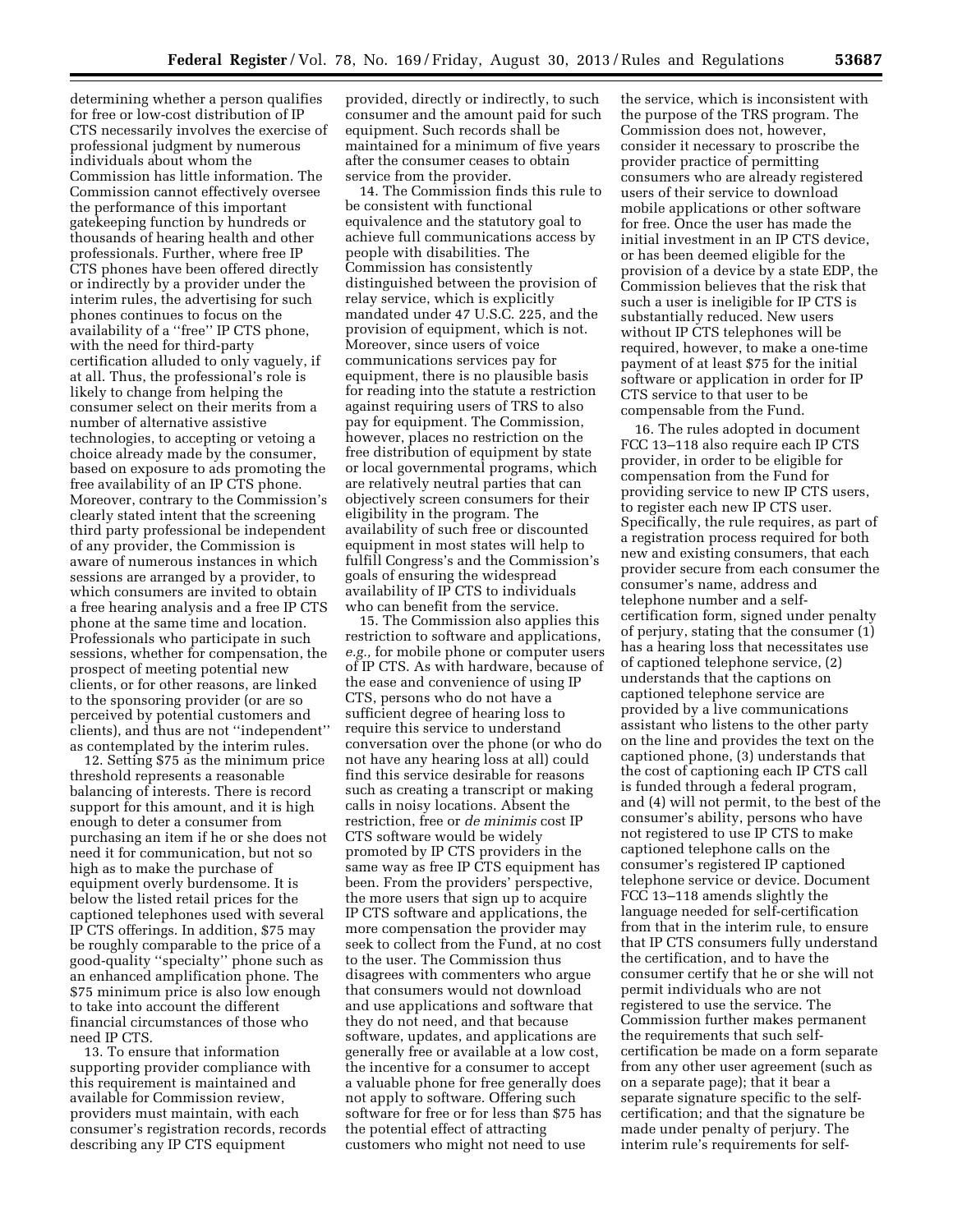determining whether a person qualifies for free or low-cost distribution of IP CTS necessarily involves the exercise of professional judgment by numerous individuals about whom the Commission has little information. The Commission cannot effectively oversee the performance of this important gatekeeping function by hundreds or thousands of hearing health and other professionals. Further, where free IP CTS phones have been offered directly or indirectly by a provider under the interim rules, the advertising for such phones continues to focus on the availability of a ''free'' IP CTS phone, with the need for third-party certification alluded to only vaguely, if at all. Thus, the professional's role is likely to change from helping the consumer select on their merits from a number of alternative assistive technologies, to accepting or vetoing a choice already made by the consumer, based on exposure to ads promoting the free availability of an IP CTS phone. Moreover, contrary to the Commission's clearly stated intent that the screening third party professional be independent of any provider, the Commission is aware of numerous instances in which sessions are arranged by a provider, to which consumers are invited to obtain a free hearing analysis and a free IP CTS phone at the same time and location. Professionals who participate in such sessions, whether for compensation, the prospect of meeting potential new clients, or for other reasons, are linked to the sponsoring provider (or are so perceived by potential customers and clients), and thus are not ''independent'' as contemplated by the interim rules.

12. Setting $75 as the minimum price threshold represents a reasonable balancing of interests. There is record support for this amount, and it is high enough to deter a consumer from purchasing an item if he or she does not need it for communication, but not so high as to make the purchase of equipment overly burdensome. It is below the listed retail prices for the captioned telephones used with several IP CTS offerings. In addition, $75 may be roughly comparable to the price of a good-quality ''specialty'' phone such as an enhanced amplification phone. The $75 minimum price is also low enough to take into account the different financial circumstances of those who need IP CTS.

13. To ensure that information supporting provider compliance with this requirement is maintained and available for Commission review, providers must maintain, with each consumer's registration records, records describing any IP CTS equipment provided, directly or indirectly, to such consumer and the amount paid for such equipment. Such records shall be maintained for a minimum of five years after the consumer ceases to obtain service from the provider.

14. The Commission finds this rule to be consistent with functional equivalence and the statutory goal to achieve full communications access by people with disabilities. The Commission has consistently distinguished between the provision of relay service, which is explicitly mandated under 47 U.S.C. 225, and the provision of equipment, which is not. Moreover, since users of voice communications services pay for equipment, there is no plausible basis for reading into the statute a restriction against requiring users of TRS to also pay for equipment. The Commission, however, places no restriction on the free distribution of equipment by state or local governmental programs, which are relatively neutral parties that can objectively screen consumers for their eligibility in the program. The availability of such free or discounted equipment in most states will help to fulfill Congress's and the Commission's goals of ensuring the widespread availability of IP CTS to individuals who can benefit from the service.

15. The Commission also applies this restriction to software and applications, *e.g.,* for mobile phone or computer users of IP CTS. As with hardware, because of the ease and convenience of using IP CTS, persons who do not have a sufficient degree of hearing loss to require this service to understand conversation over the phone (or who do not have any hearing loss at all) could find this service desirable for reasons such as creating a transcript or making calls in noisy locations. Absent the restriction, free or *de minimis* cost IP CTS software would be widely promoted by IP CTS providers in the same way as free IP CTS equipment has been. From the providers' perspective, the more users that sign up to acquire IP CTS software and applications, the more compensation the provider may seek to collect from the Fund, at no cost to the user. The Commission thus disagrees with commenters who argue that consumers would not download and use applications and software that they do not need, and that because software, updates, and applications are generally free or available at a low cost, the incentive for a consumer to accept a valuable phone for free generally does not apply to software. Offering such software for free or for less than $75 has the potential effect of attracting customers who might not need to use the service, which is inconsistent with the purpose of the TRS program. The Commission does not, however, consider it necessary to proscribe the provider practice of permitting consumers who are already registered users of their service to download mobile applications or other software for free. Once the user has made the initial investment in an IP CTS device, or has been deemed eligible for the provision of a device by a state EDP, the Commission believes that the risk that such a user is ineligible for IP CTS is substantially reduced. New users without IP CTS telephones will be required, however, to make a one-time payment of at least $75 for the initial software or application in order for IP CTS service to that user to be compensable from the Fund.

16. The rules adopted in document FCC 13–118 also require each IP CTS provider, in order to be eligible for compensation from the Fund for providing service to new IP CTS users, to register each new IP CTS user. Specifically, the rule requires, as part of a registration process required for both new and existing consumers, that each provider secure from each consumer the consumer's name, address and telephone number and a self-certification form, signed under penalty of perjury, stating that the consumer (1) has a hearing loss that necessitates use of captioned telephone service, (2) understands that the captions on captioned telephone service are provided by a live communications assistant who listens to the other party on the line and provides the text on the captioned phone, (3) understands that the cost of captioning each IP CTS call is funded through a federal program, and (4) will not permit, to the best of the consumer's ability, persons who have not registered to use IP CTS to make captioned telephone calls on the consumer's registered IP captioned telephone service or device. Document FCC 13–118 amends slightly the language needed for self-certification from that in the interim rule, to ensure that IP CTS consumers fully understand the certification, and to have the consumer certify that he or she will not permit individuals who are not registered to use the service. The Commission further makes permanent the requirements that such self-certification be made on a form separate from any other user agreement (such as on a separate page); that it bear a separate signature specific to the self-certification; and that the signature be made under penalty of perjury. The interim rule's requirements for self-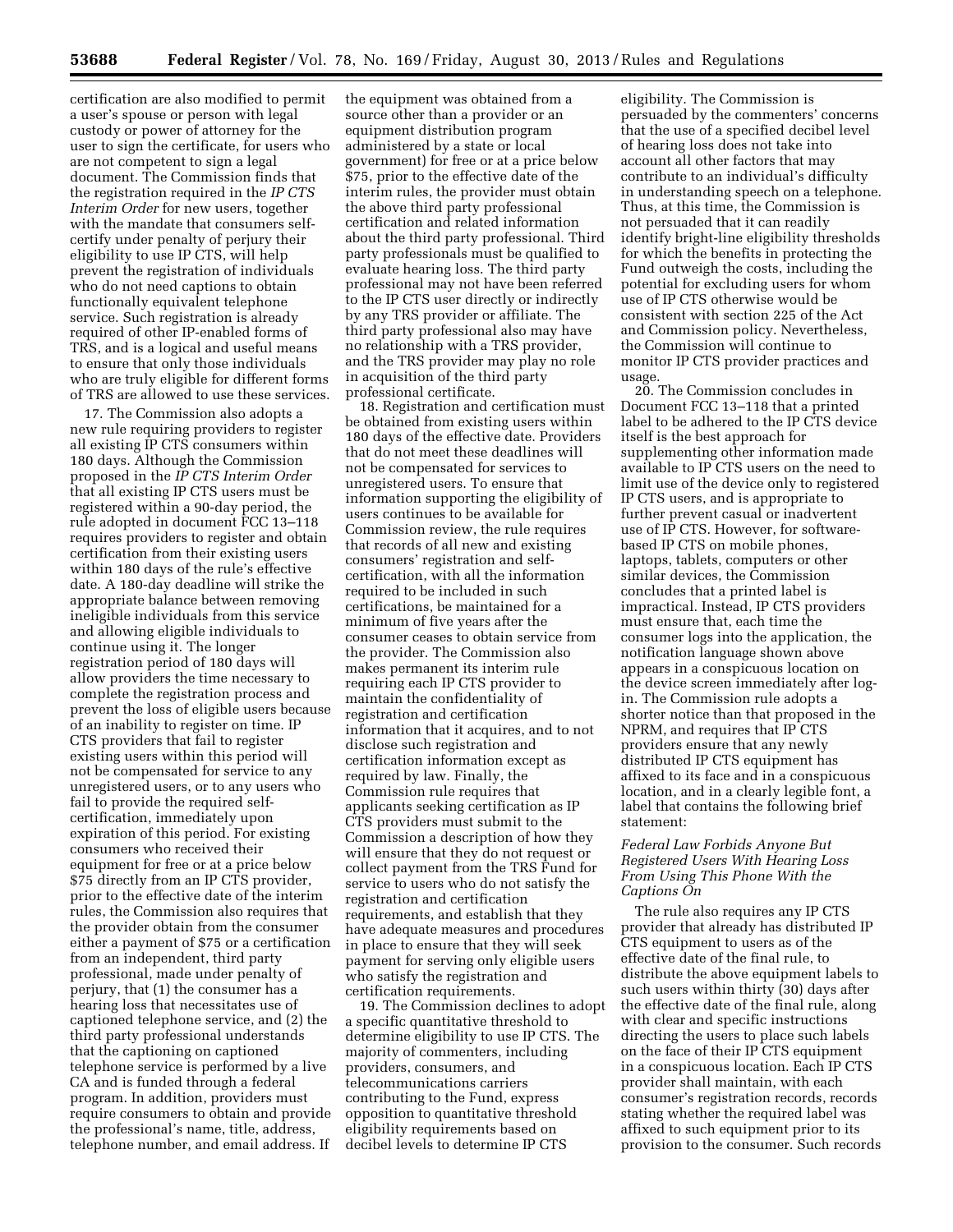certification are also modified to permit a user's spouse or person with legal custody or power of attorney for the user to sign the certificate, for users who are not competent to sign a legal document. The Commission finds that the registration required in the *IP CTS Interim Order* for new users, together with the mandate that consumers self-certify under penalty of perjury their eligibility to use IP CTS, will help prevent the registration of individuals who do not need captions to obtain functionally equivalent telephone service. Such registration is already required of other IP-enabled forms of TRS, and is a logical and useful means to ensure that only those individuals who are truly eligible for different forms of TRS are allowed to use these services.

17. The Commission also adopts a new rule requiring providers to register all existing IP CTS consumers within 180 days. Although the Commission proposed in the *IP CTS Interim Order* that all existing IP CTS users must be registered within a 90-day period, the rule adopted in document FCC 13–118 requires providers to register and obtain certification from their existing users within 180 days of the rule's effective date. A 180-day deadline will strike the appropriate balance between removing ineligible individuals from this service and allowing eligible individuals to continue using it. The longer registration period of 180 days will allow providers the time necessary to complete the registration process and prevent the loss of eligible users because of an inability to register on time. IP CTS providers that fail to register existing users within this period will not be compensated for service to any unregistered users, or to any users who fail to provide the required self-certification, immediately upon expiration of this period. For existing consumers who received their equipment for free or at a price below $75 directly from an IP CTS provider, prior to the effective date of the interim rules, the Commission also requires that the provider obtain from the consumer either a payment of $75 or a certification from an independent, third party professional, made under penalty of perjury, that (1) the consumer has a hearing loss that necessitates use of captioned telephone service, and (2) the third party professional understands that the captioning on captioned telephone service is performed by a live CA and is funded through a federal program. In addition, providers must require consumers to obtain and provide the professional's name, title, address, telephone number, and email address. If the equipment was obtained from a source other than a provider or an equipment distribution program administered by a state or local government) for free or at a price below $75, prior to the effective date of the interim rules, the provider must obtain the above third party professional certification and related information about the third party professional. Third party professionals must be qualified to evaluate hearing loss. The third party professional may not have been referred to the IP CTS user directly or indirectly by any TRS provider or affiliate. The third party professional also may have no relationship with a TRS provider, and the TRS provider may play no role in acquisition of the third party professional certificate.

18. Registration and certification must be obtained from existing users within 180 days of the effective date. Providers that do not meet these deadlines will not be compensated for services to unregistered users. To ensure that information supporting the eligibility of users continues to be available for Commission review, the rule requires that records of all new and existing consumers' registration and self-certification, with all the information required to be included in such certifications, be maintained for a minimum of five years after the consumer ceases to obtain service from the provider. The Commission also makes permanent its interim rule requiring each IP CTS provider to maintain the confidentiality of registration and certification information that it acquires, and to not disclose such registration and certification information except as required by law. Finally, the Commission rule requires that applicants seeking certification as IP CTS providers must submit to the Commission a description of how they will ensure that they do not request or collect payment from the TRS Fund for service to users who do not satisfy the registration and certification requirements, and establish that they have adequate measures and procedures in place to ensure that they will seek payment for serving only eligible users who satisfy the registration and certification requirements.

19. The Commission declines to adopt a specific quantitative threshold to determine eligibility to use IP CTS. The majority of commenters, including providers, consumers, and telecommunications carriers contributing to the Fund, express opposition to quantitative threshold eligibility requirements based on decibel levels to determine IP CTS eligibility. The Commission is persuaded by the commenters' concerns that the use of a specified decibel level of hearing loss does not take into account all other factors that may contribute to an individual's difficulty in understanding speech on a telephone. Thus, at this time, the Commission is not persuaded that it can readily identify bright-line eligibility thresholds for which the benefits in protecting the Fund outweigh the costs, including the potential for excluding users for whom use of IP CTS otherwise would be consistent with section 225 of the Act and Commission policy. Nevertheless, the Commission will continue to monitor IP CTS provider practices and usage.

20. The Commission concludes in Document FCC 13–118 that a printed label to be adhered to the IP CTS device itself is the best approach for supplementing other information made available to IP CTS users on the need to limit use of the device only to registered IP CTS users, and is appropriate to further prevent casual or inadvertent use of IP CTS. However, for software-based IP CTS on mobile phones, laptops, tablets, computers or other similar devices, the Commission concludes that a printed label is impractical. Instead, IP CTS providers must ensure that, each time the consumer logs into the application, the notification language shown above appears in a conspicuous location on the device screen immediately after log-in. The Commission rule adopts a shorter notice than that proposed in the NPRM, and requires that IP CTS providers ensure that any newly distributed IP CTS equipment has affixed to its face and in a conspicuous location, and in a clearly legible font, a label that contains the following brief statement:

*Federal Law Forbids Anyone But Registered Users With Hearing Loss From Using This Phone With the Captions On*

The rule also requires any IP CTS provider that already has distributed IP CTS equipment to users as of the effective date of the final rule, to distribute the above equipment labels to such users within thirty (30) days after the effective date of the final rule, along with clear and specific instructions directing the users to place such labels on the face of their IP CTS equipment in a conspicuous location. Each IP CTS provider shall maintain, with each consumer's registration records, records stating whether the required label was affixed to such equipment prior to its provision to the consumer. Such records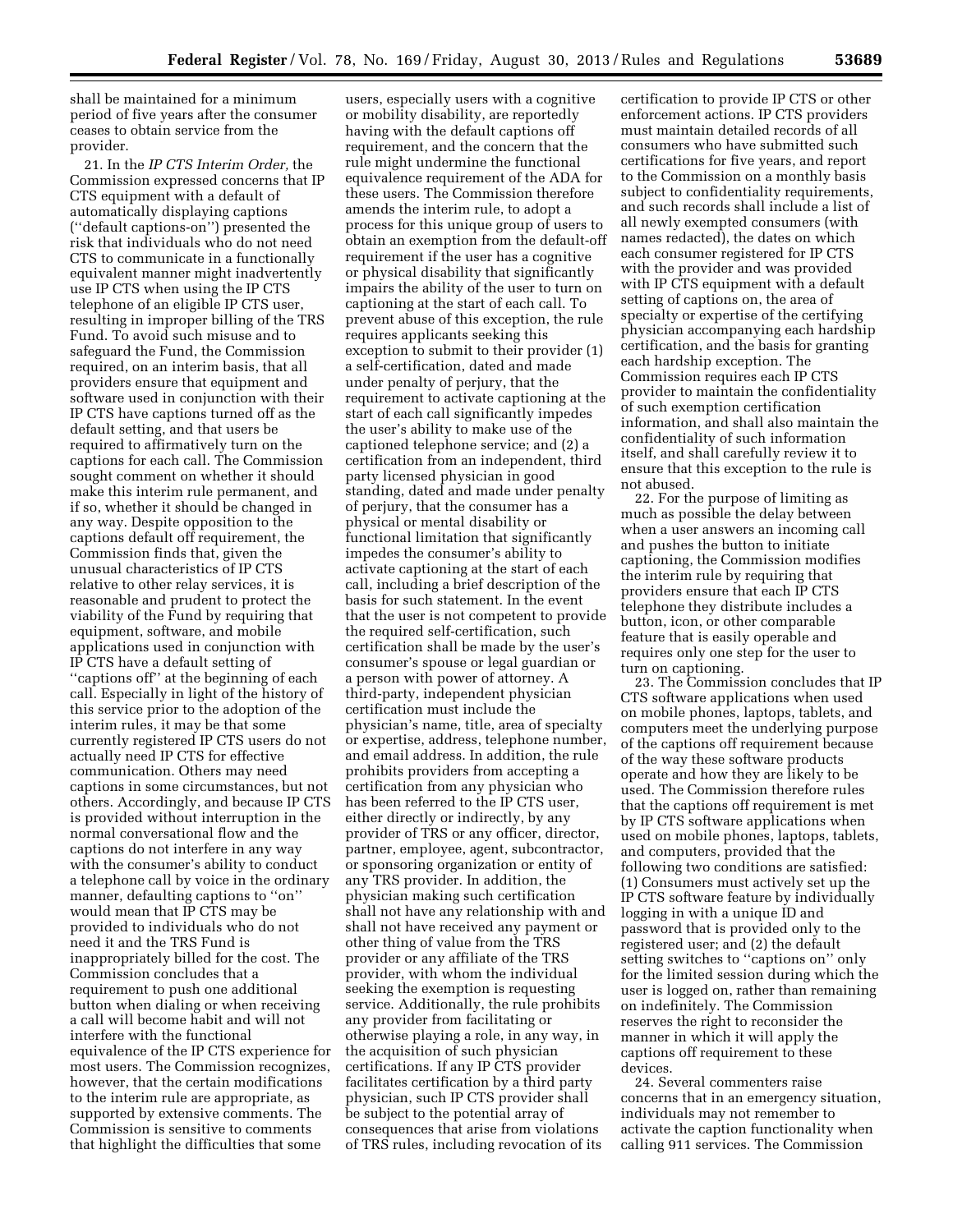shall be maintained for a minimum period of five years after the consumer ceases to obtain service from the provider.

21. In the *IP CTS Interim Order,* the Commission expressed concerns that IP CTS equipment with a default of automatically displaying captions (''default captions-on'') presented the risk that individuals who do not need CTS to communicate in a functionally equivalent manner might inadvertently use IP CTS when using the IP CTS telephone of an eligible IP CTS user, resulting in improper billing of the TRS Fund. To avoid such misuse and to safeguard the Fund, the Commission required, on an interim basis, that all providers ensure that equipment and software used in conjunction with their IP CTS have captions turned off as the default setting, and that users be required to affirmatively turn on the captions for each call. The Commission sought comment on whether it should make this interim rule permanent, and if so, whether it should be changed in any way. Despite opposition to the captions default off requirement, the Commission finds that, given the unusual characteristics of IP CTS relative to other relay services, it is reasonable and prudent to protect the viability of the Fund by requiring that equipment, software, and mobile applications used in conjunction with IP CTS have a default setting of ''captions off'' at the beginning of each call. Especially in light of the history of this service prior to the adoption of the interim rules, it may be that some currently registered IP CTS users do not actually need IP CTS for effective communication. Others may need captions in some circumstances, but not others. Accordingly, and because IP CTS is provided without interruption in the normal conversational flow and the captions do not interfere in any way with the consumer's ability to conduct a telephone call by voice in the ordinary manner, defaulting captions to ''on'' would mean that IP CTS may be provided to individuals who do not need it and the TRS Fund is inappropriately billed for the cost. The Commission concludes that a requirement to push one additional button when dialing or when receiving a call will become habit and will not interfere with the functional equivalence of the IP CTS experience for most users. The Commission recognizes, however, that the certain modifications to the interim rule are appropriate, as supported by extensive comments. The Commission is sensitive to comments that highlight the difficulties that some users, especially users with a cognitive or mobility disability, are reportedly having with the default captions off requirement, and the concern that the rule might undermine the functional equivalence requirement of the ADA for these users. The Commission therefore amends the interim rule, to adopt a process for this unique group of users to obtain an exemption from the default-off requirement if the user has a cognitive or physical disability that significantly impairs the ability of the user to turn on captioning at the start of each call. To prevent abuse of this exception, the rule requires applicants seeking this exception to submit to their provider (1) a self-certification, dated and made under penalty of perjury, that the requirement to activate captioning at the start of each call significantly impedes the user's ability to make use of the captioned telephone service; and (2) a certification from an independent, third party licensed physician in good standing, dated and made under penalty of perjury, that the consumer has a physical or mental disability or functional limitation that significantly impedes the consumer's ability to activate captioning at the start of each call, including a brief description of the basis for such statement. In the event that the user is not competent to provide the required self-certification, such certification shall be made by the user's consumer's spouse or legal guardian or a person with power of attorney. A third-party, independent physician certification must include the physician's name, title, area of specialty or expertise, address, telephone number, and email address. In addition, the rule prohibits providers from accepting a certification from any physician who has been referred to the IP CTS user, either directly or indirectly, by any provider of TRS or any officer, director, partner, employee, agent, subcontractor, or sponsoring organization or entity of any TRS provider. In addition, the physician making such certification shall not have any relationship with and shall not have received any payment or other thing of value from the TRS provider or any affiliate of the TRS provider, with whom the individual seeking the exemption is requesting service. Additionally, the rule prohibits any provider from facilitating or otherwise playing a role, in any way, in the acquisition of such physician certifications. If any IP CTS provider facilitates certification by a third party physician, such IP CTS provider shall be subject to the potential array of consequences that arise from violations of TRS rules, including revocation of its certification to provide IP CTS or other enforcement actions. IP CTS providers must maintain detailed records of all consumers who have submitted such certifications for five years, and report to the Commission on a monthly basis subject to confidentiality requirements, and such records shall include a list of all newly exempted consumers (with names redacted), the dates on which each consumer registered for IP CTS with the provider and was provided with IP CTS equipment with a default setting of captions on, the area of specialty or expertise of the certifying physician accompanying each hardship certification, and the basis for granting each hardship exception. The Commission requires each IP CTS provider to maintain the confidentiality of such exemption certification information, and shall also maintain the confidentiality of such information itself, and shall carefully review it to ensure that this exception to the rule is not abused.

22. For the purpose of limiting as much as possible the delay between when a user answers an incoming call and pushes the button to initiate captioning, the Commission modifies the interim rule by requiring that providers ensure that each IP CTS telephone they distribute includes a button, icon, or other comparable feature that is easily operable and requires only one step for the user to turn on captioning.

23. The Commission concludes that IP CTS software applications when used on mobile phones, laptops, tablets, and computers meet the underlying purpose of the captions off requirement because of the way these software products operate and how they are likely to be used. The Commission therefore rules that the captions off requirement is met by IP CTS software applications when used on mobile phones, laptops, tablets, and computers, provided that the following two conditions are satisfied: (1) Consumers must actively set up the IP CTS software feature by individually logging in with a unique ID and password that is provided only to the registered user; and (2) the default setting switches to ''captions on'' only for the limited session during which the user is logged on, rather than remaining on indefinitely. The Commission reserves the right to reconsider the manner in which it will apply the captions off requirement to these devices.

24. Several commenters raise concerns that in an emergency situation, individuals may not remember to activate the caption functionality when calling 911 services. The Commission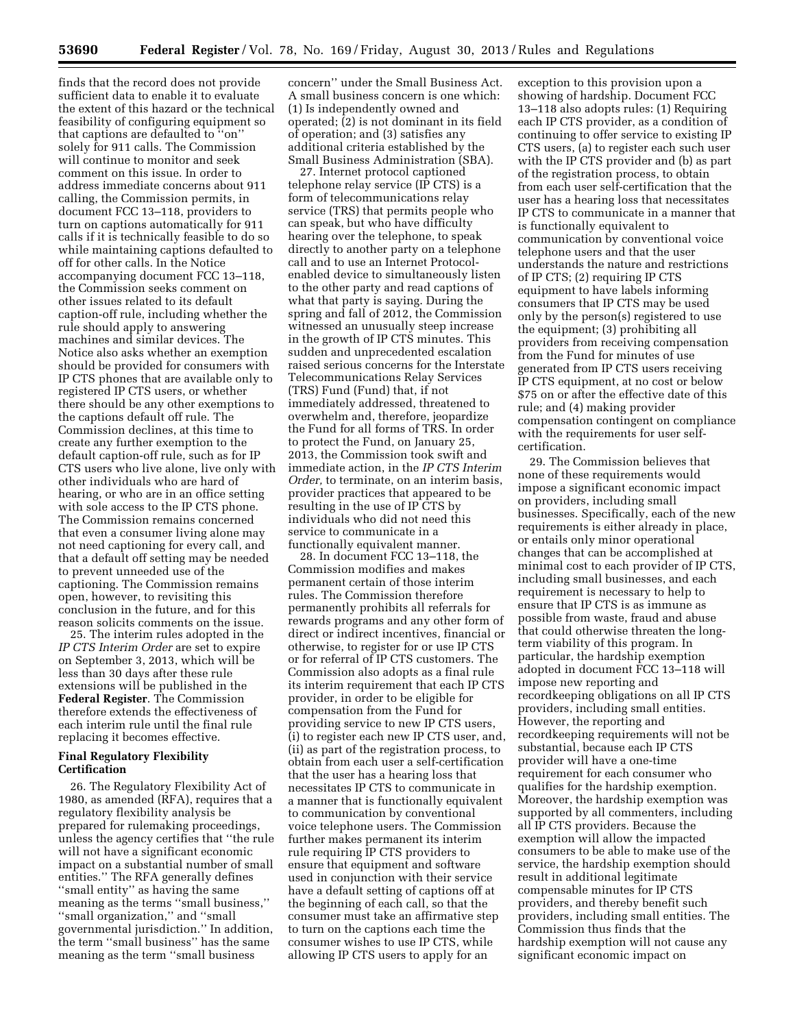finds that the record does not provide sufficient data to enable it to evaluate the extent of this hazard or the technical feasibility of configuring equipment so that captions are defaulted to ''on'' solely for 911 calls. The Commission will continue to monitor and seek comment on this issue. In order to address immediate concerns about 911 calling, the Commission permits, in document FCC 13–118, providers to turn on captions automatically for 911 calls if it is technically feasible to do so while maintaining captions defaulted to off for other calls. In the Notice accompanying document FCC 13–118, the Commission seeks comment on other issues related to its default caption-off rule, including whether the rule should apply to answering machines and similar devices. The Notice also asks whether an exemption should be provided for consumers with IP CTS phones that are available only to registered IP CTS users, or whether there should be any other exemptions to the captions default off rule. The Commission declines, at this time to create any further exemption to the default caption-off rule, such as for IP CTS users who live alone, live only with other individuals who are hard of hearing, or who are in an office setting with sole access to the IP CTS phone. The Commission remains concerned that even a consumer living alone may not need captioning for every call, and that a default off setting may be needed to prevent unneeded use of the captioning. The Commission remains open, however, to revisiting this conclusion in the future, and for this reason solicits comments on the issue.

25. The interim rules adopted in the *IP CTS Interim Order* are set to expire on September 3, 2013, which will be less than 30 days after these rule extensions will be published in the **Federal Register**. The Commission therefore extends the effectiveness of each interim rule until the final rule replacing it becomes effective.

### Final Regulatory Flexibility Certification

26. The Regulatory Flexibility Act of 1980, as amended (RFA), requires that a regulatory flexibility analysis be prepared for rulemaking proceedings, unless the agency certifies that ''the rule will not have a significant economic impact on a substantial number of small entities.'' The RFA generally defines ''small entity'' as having the same meaning as the terms ''small business,'' ''small organization,'' and ''small governmental jurisdiction.'' In addition, the term ''small business'' has the same meaning as the term ''small business concern'' under the Small Business Act. A small business concern is one which: (1) Is independently owned and operated; (2) is not dominant in its field of operation; and (3) satisfies any additional criteria established by the Small Business Administration (SBA).

27. Internet protocol captioned telephone relay service (IP CTS) is a form of telecommunications relay service (TRS) that permits people who can speak, but who have difficulty hearing over the telephone, to speak directly to another party on a telephone call and to use an Internet Protocol-enabled device to simultaneously listen to the other party and read captions of what that party is saying. During the spring and fall of 2012, the Commission witnessed an unusually steep increase in the growth of IP CTS minutes. This sudden and unprecedented escalation raised serious concerns for the Interstate Telecommunications Relay Services (TRS) Fund (Fund) that, if not immediately addressed, threatened to overwhelm and, therefore, jeopardize the Fund for all forms of TRS. In order to protect the Fund, on January 25, 2013, the Commission took swift and immediate action, in the *IP CTS Interim Order,* to terminate, on an interim basis, provider practices that appeared to be resulting in the use of IP CTS by individuals who did not need this service to communicate in a functionally equivalent manner.

28. In document FCC 13–118, the Commission modifies and makes permanent certain of those interim rules. The Commission therefore permanently prohibits all referrals for rewards programs and any other form of direct or indirect incentives, financial or otherwise, to register for or use IP CTS or for referral of IP CTS customers. The Commission also adopts as a final rule its interim requirement that each IP CTS provider, in order to be eligible for compensation from the Fund for providing service to new IP CTS users, (i) to register each new IP CTS user, and, (ii) as part of the registration process, to obtain from each user a self-certification that the user has a hearing loss that necessitates IP CTS to communicate in a manner that is functionally equivalent to communication by conventional voice telephone users. The Commission further makes permanent its interim rule requiring IP CTS providers to ensure that equipment and software used in conjunction with their service have a default setting of captions off at the beginning of each call, so that the consumer must take an affirmative step to turn on the captions each time the consumer wishes to use IP CTS, while allowing IP CTS users to apply for an exception to this provision upon a showing of hardship. Document FCC 13–118 also adopts rules: (1) Requiring each IP CTS provider, as a condition of continuing to offer service to existing IP CTS users, (a) to register each such user with the IP CTS provider and (b) as part of the registration process, to obtain from each user self-certification that the user has a hearing loss that necessitates IP CTS to communicate in a manner that is functionally equivalent to communication by conventional voice telephone users and that the user understands the nature and restrictions of IP CTS; (2) requiring IP CTS equipment to have labels informing consumers that IP CTS may be used only by the person(s) registered to use the equipment; (3) prohibiting all providers from receiving compensation from the Fund for minutes of use generated from IP CTS users receiving IP CTS equipment, at no cost or below $75 on or after the effective date of this rule; and (4) making provider compensation contingent on compliance with the requirements for user self-certification.

29. The Commission believes that none of these requirements would impose a significant economic impact on providers, including small businesses. Specifically, each of the new requirements is either already in place, or entails only minor operational changes that can be accomplished at minimal cost to each provider of IP CTS, including small businesses, and each requirement is necessary to help to ensure that IP CTS is as immune as possible from waste, fraud and abuse that could otherwise threaten the long-term viability of this program. In particular, the hardship exemption adopted in document FCC 13–118 will impose new reporting and recordkeeping obligations on all IP CTS providers, including small entities. However, the reporting and recordkeeping requirements will not be substantial, because each IP CTS provider will have a one-time requirement for each consumer who qualifies for the hardship exemption. Moreover, the hardship exemption was supported by all commenters, including all IP CTS providers. Because the exemption will allow the impacted consumers to be able to make use of the service, the hardship exemption should result in additional legitimate compensable minutes for IP CTS providers, and thereby benefit such providers, including small entities. The Commission thus finds that the hardship exemption will not cause any significant economic impact on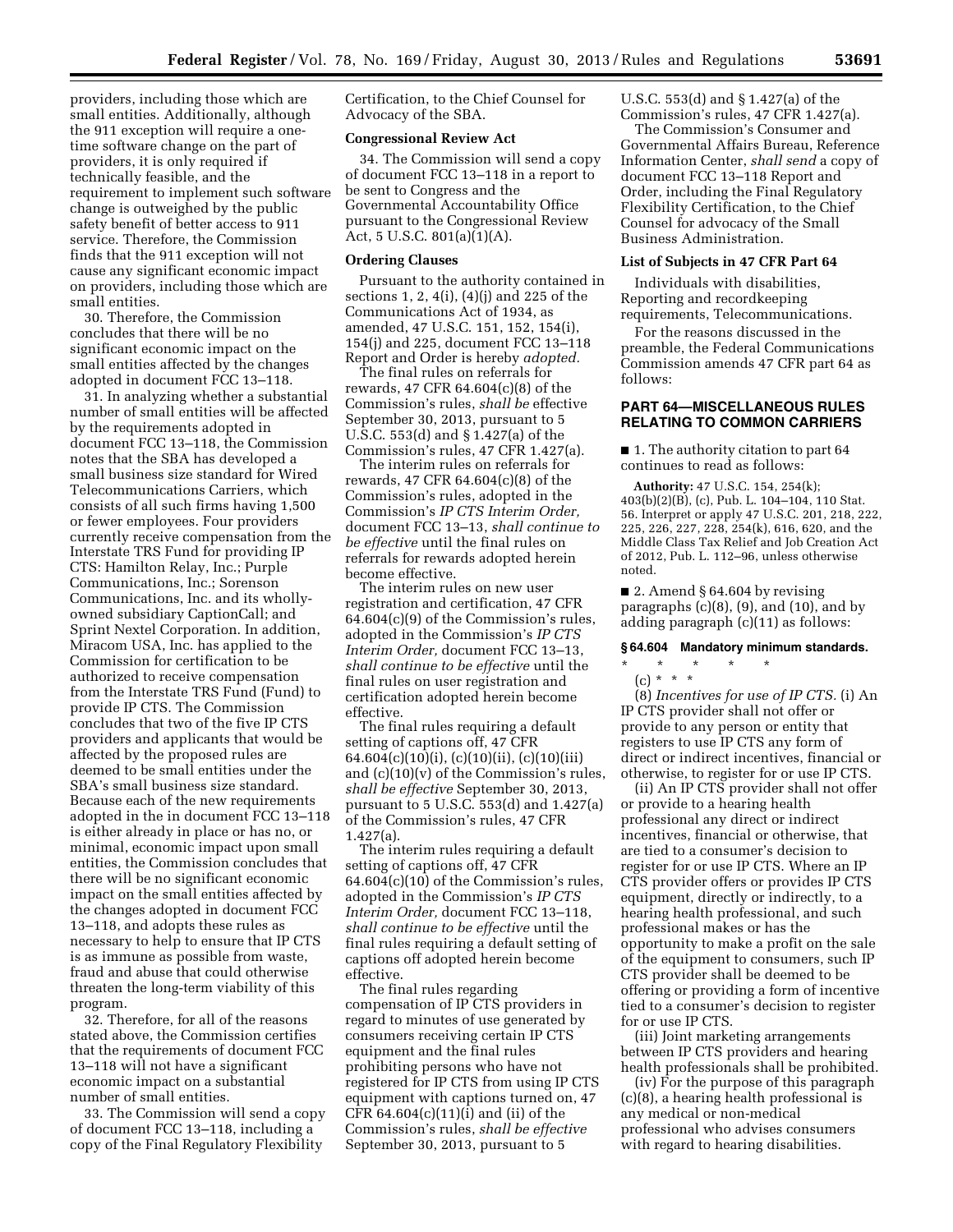providers, including those which are small entities. Additionally, although the 911 exception will require a one-time software change on the part of providers, it is only required if technically feasible, and the requirement to implement such software change is outweighed by the public safety benefit of better access to 911 service. Therefore, the Commission finds that the 911 exception will not cause any significant economic impact on providers, including those which are small entities.

30. Therefore, the Commission concludes that there will be no significant economic impact on the small entities affected by the changes adopted in document FCC 13–118.

31. In analyzing whether a substantial number of small entities will be affected by the requirements adopted in document FCC 13–118, the Commission notes that the SBA has developed a small business size standard for Wired Telecommunications Carriers, which consists of all such firms having 1,500 or fewer employees. Four providers currently receive compensation from the Interstate TRS Fund for providing IP CTS: Hamilton Relay, Inc.; Purple Communications, Inc.; Sorenson Communications, Inc. and its wholly-owned subsidiary CaptionCall; and Sprint Nextel Corporation. In addition, Miracom USA, Inc. has applied to the Commission for certification to be authorized to receive compensation from the Interstate TRS Fund (Fund) to provide IP CTS. The Commission concludes that two of the five IP CTS providers and applicants that would be affected by the proposed rules are deemed to be small entities under the SBA's small business size standard. Because each of the new requirements adopted in the in document FCC 13–118 is either already in place or has no, or minimal, economic impact upon small entities, the Commission concludes that there will be no significant economic impact on the small entities affected by the changes adopted in document FCC 13–118, and adopts these rules as necessary to help to ensure that IP CTS is as immune as possible from waste, fraud and abuse that could otherwise threaten the long-term viability of this program.

32. Therefore, for all of the reasons stated above, the Commission certifies that the requirements of document FCC 13–118 will not have a significant economic impact on a substantial number of small entities.

33. The Commission will send a copy of document FCC 13–118, including a copy of the Final Regulatory Flexibility Certification, to the Chief Counsel for Advocacy of the SBA.

**Congressional Review Act**

34. The Commission will send a copy of document FCC 13–118 in a report to be sent to Congress and the Governmental Accountability Office pursuant to the Congressional Review Act, 5 U.S.C. 801(a)(1)(A).

**Ordering Clauses**

Pursuant to the authority contained in sections 1, 2, 4(i), (4)(j) and 225 of the Communications Act of 1934, as amended, 47 U.S.C. 151, 152, 154(i), 154(j) and 225, document FCC 13–118 Report and Order is hereby *adopted.*

The final rules on referrals for rewards, 47 CFR 64.604(c)(8) of the Commission's rules, *shall be* effective September 30, 2013, pursuant to 5 U.S.C. 553(d) and § 1.427(a) of the Commission's rules, 47 CFR 1.427(a).

The interim rules on referrals for rewards, 47 CFR 64.604(c)(8) of the Commission's rules, adopted in the Commission's *IP CTS Interim Order,* document FCC 13–13, *shall continue to be effective* until the final rules on referrals for rewards adopted herein become effective.

The interim rules on new user registration and certification, 47 CFR 64.604(c)(9) of the Commission's rules, adopted in the Commission's *IP CTS Interim Order,* document FCC 13–13, *shall continue to be effective* until the final rules on user registration and certification adopted herein become effective.

The final rules requiring a default setting of captions off, 47 CFR 64.604(c)(10)(i), (c)(10)(ii), (c)(10)(iii) and (c)(10)(v) of the Commission's rules, *shall be effective* September 30, 2013, pursuant to 5 U.S.C. 553(d) and 1.427(a) of the Commission's rules, 47 CFR 1.427(a).

The interim rules requiring a default setting of captions off, 47 CFR 64.604(c)(10) of the Commission's rules, adopted in the Commission's *IP CTS Interim Order,* document FCC 13–118, *shall continue to be effective* until the final rules requiring a default setting of captions off adopted herein become effective.

The final rules regarding compensation of IP CTS providers in regard to minutes of use generated by consumers receiving certain IP CTS equipment and the final rules prohibiting persons who have not registered for IP CTS from using IP CTS equipment with captions turned on, 47 CFR 64.604(c)(11)(i) and (ii) of the Commission's rules, *shall be effective* September 30, 2013, pursuant to 5 U.S.C. 553(d) and § 1.427(a) of the Commission's rules, 47 CFR 1.427(a).

The Commission's Consumer and Governmental Affairs Bureau, Reference Information Center, *shall send* a copy of document FCC 13–118 Report and Order, including the Final Regulatory Flexibility Certification, to the Chief Counsel for advocacy of the Small Business Administration.

**List of Subjects in 47 CFR Part 64**

Individuals with disabilities, Reporting and recordkeeping requirements, Telecommunications.

For the reasons discussed in the preamble, the Federal Communications Commission amends 47 CFR part 64 as follows:

## PART 64—MISCELLANEOUS RULES RELATING TO COMMON CARRIERS

■ 1. The authority citation to part 64 continues to read as follows:

**Authority:** 47 U.S.C. 154, 254(k); 403(b)(2)(B), (c), Pub. L. 104–104, 110 Stat. 56. Interpret or apply 47 U.S.C. 201, 218, 222, 225, 226, 227, 228, 254(k), 616, 620, and the Middle Class Tax Relief and Job Creation Act of 2012, Pub. L. 112–96, unless otherwise noted.

■ 2. Amend § 64.604 by revising paragraphs (c)(8), (9), and (10), and by adding paragraph (c)(11) as follows:

**§ 64.604 Mandatory minimum standards.**

\* \* \* \* \*

(c) \* \* \*

(8) *Incentives for use of IP CTS.* (i) An IP CTS provider shall not offer or provide to any person or entity that registers to use IP CTS any form of direct or indirect incentives, financial or otherwise, to register for or use IP CTS.

(ii) An IP CTS provider shall not offer or provide to a hearing health professional any direct or indirect incentives, financial or otherwise, that are tied to a consumer's decision to register for or use IP CTS. Where an IP CTS provider offers or provides IP CTS equipment, directly or indirectly, to a hearing health professional, and such professional makes or has the opportunity to make a profit on the sale of the equipment to consumers, such IP CTS provider shall be deemed to be offering or providing a form of incentive tied to a consumer's decision to register for or use IP CTS.

(iii) Joint marketing arrangements between IP CTS providers and hearing health professionals shall be prohibited.

(iv) For the purpose of this paragraph (c)(8), a hearing health professional is any medical or non-medical professional who advises consumers with regard to hearing disabilities.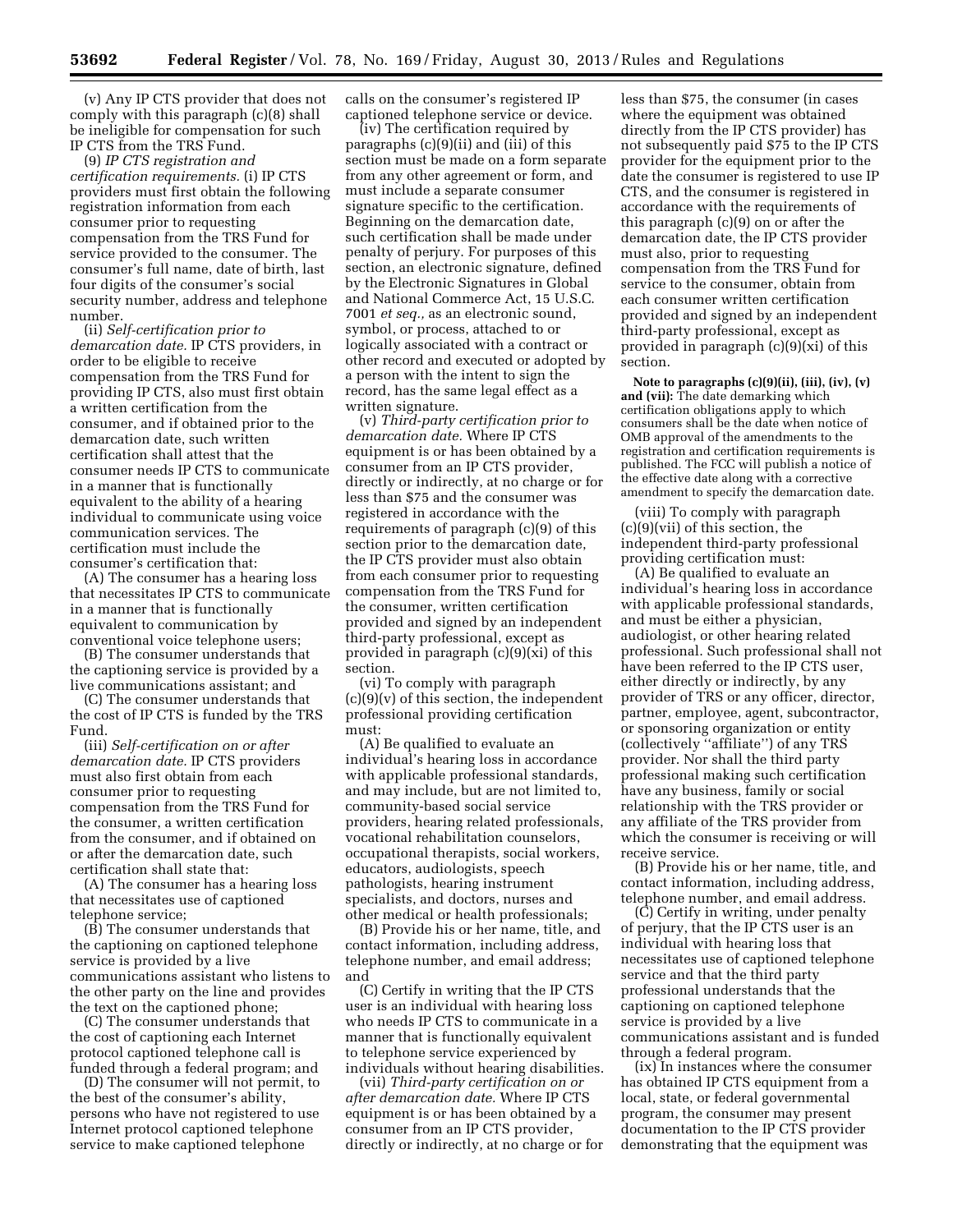(v) Any IP CTS provider that does not comply with this paragraph (c)(8) shall be ineligible for compensation for such IP CTS from the TRS Fund.

(9) *IP CTS registration and certification requirements.* (i) IP CTS providers must first obtain the following registration information from each consumer prior to requesting compensation from the TRS Fund for service provided to the consumer. The consumer's full name, date of birth, last four digits of the consumer's social security number, address and telephone number.

(ii) *Self-certification prior to demarcation date.* IP CTS providers, in order to be eligible to receive compensation from the TRS Fund for providing IP CTS, also must first obtain a written certification from the consumer, and if obtained prior to the demarcation date, such written certification shall attest that the consumer needs IP CTS to communicate in a manner that is functionally equivalent to the ability of a hearing individual to communicate using voice communication services. The certification must include the consumer's certification that:

(A) The consumer has a hearing loss that necessitates IP CTS to communicate in a manner that is functionally equivalent to communication by conventional voice telephone users;

(B) The consumer understands that the captioning service is provided by a live communications assistant; and

(C) The consumer understands that the cost of IP CTS is funded by the TRS Fund.

(iii) *Self-certification on or after demarcation date.* IP CTS providers must also first obtain from each consumer prior to requesting compensation from the TRS Fund for the consumer, a written certification from the consumer, and if obtained on or after the demarcation date, such certification shall state that:

(A) The consumer has a hearing loss that necessitates use of captioned telephone service;

(B) The consumer understands that the captioning on captioned telephone service is provided by a live communications assistant who listens to the other party on the line and provides the text on the captioned phone;

(C) The consumer understands that the cost of captioning each Internet protocol captioned telephone call is funded through a federal program; and

(D) The consumer will not permit, to the best of the consumer's ability, persons who have not registered to use Internet protocol captioned telephone service to make captioned telephone calls on the consumer's registered IP captioned telephone service or device.

(iv) The certification required by paragraphs (c)(9)(ii) and (iii) of this section must be made on a form separate from any other agreement or form, and must include a separate consumer signature specific to the certification. Beginning on the demarcation date, such certification shall be made under penalty of perjury. For purposes of this section, an electronic signature, defined by the Electronic Signatures in Global and National Commerce Act, 15 U.S.C. 7001 *et seq.,* as an electronic sound, symbol, or process, attached to or logically associated with a contract or other record and executed or adopted by a person with the intent to sign the record, has the same legal effect as a written signature.

(v) *Third-party certification prior to demarcation date.* Where IP CTS equipment is or has been obtained by a consumer from an IP CTS provider, directly or indirectly, at no charge or for less than $75 and the consumer was registered in accordance with the requirements of paragraph (c)(9) of this section prior to the demarcation date, the IP CTS provider must also obtain from each consumer prior to requesting compensation from the TRS Fund for the consumer, written certification provided and signed by an independent third-party professional, except as provided in paragraph (c)(9)(xi) of this section.

(vi) To comply with paragraph (c)(9)(v) of this section, the independent professional providing certification must:

(A) Be qualified to evaluate an individual's hearing loss in accordance with applicable professional standards, and may include, but are not limited to, community-based social service providers, hearing related professionals, vocational rehabilitation counselors, occupational therapists, social workers, educators, audiologists, speech pathologists, hearing instrument specialists, and doctors, nurses and other medical or health professionals;

(B) Provide his or her name, title, and contact information, including address, telephone number, and email address; and

(C) Certify in writing that the IP CTS user is an individual with hearing loss who needs IP CTS to communicate in a manner that is functionally equivalent to telephone service experienced by individuals without hearing disabilities.

(vii) *Third-party certification on or after demarcation date.* Where IP CTS equipment is or has been obtained by a consumer from an IP CTS provider, directly or indirectly, at no charge or for less than $75, the consumer (in cases where the equipment was obtained directly from the IP CTS provider) has not subsequently paid $75 to the IP CTS provider for the equipment prior to the date the consumer is registered to use IP CTS, and the consumer is registered in accordance with the requirements of this paragraph (c)(9) on or after the demarcation date, the IP CTS provider must also, prior to requesting compensation from the TRS Fund for service to the consumer, obtain from each consumer written certification provided and signed by an independent third-party professional, except as provided in paragraph (c)(9)(xi) of this section.

**Note to paragraphs (c)(9)(ii), (iii), (iv), (v) and (vii):** The date demarking which certification obligations apply to which consumers shall be the date when notice of OMB approval of the amendments to the registration and certification requirements is published. The FCC will publish a notice of the effective date along with a corrective amendment to specify the demarcation date.

(viii) To comply with paragraph (c)(9)(vii) of this section, the independent third-party professional providing certification must:

(A) Be qualified to evaluate an individual's hearing loss in accordance with applicable professional standards, and must be either a physician, audiologist, or other hearing related professional. Such professional shall not have been referred to the IP CTS user, either directly or indirectly, by any provider of TRS or any officer, director, partner, employee, agent, subcontractor, or sponsoring organization or entity (collectively "affiliate") of any TRS provider. Nor shall the third party professional making such certification have any business, family or social relationship with the TRS provider or any affiliate of the TRS provider from which the consumer is receiving or will receive service.

(B) Provide his or her name, title, and contact information, including address, telephone number, and email address.

(C) Certify in writing, under penalty of perjury, that the IP CTS user is an individual with hearing loss that necessitates use of captioned telephone service and that the third party professional understands that the captioning on captioned telephone service is provided by a live communications assistant and is funded through a federal program.

(ix) In instances where the consumer has obtained IP CTS equipment from a local, state, or federal governmental program, the consumer may present documentation to the IP CTS provider demonstrating that the equipment was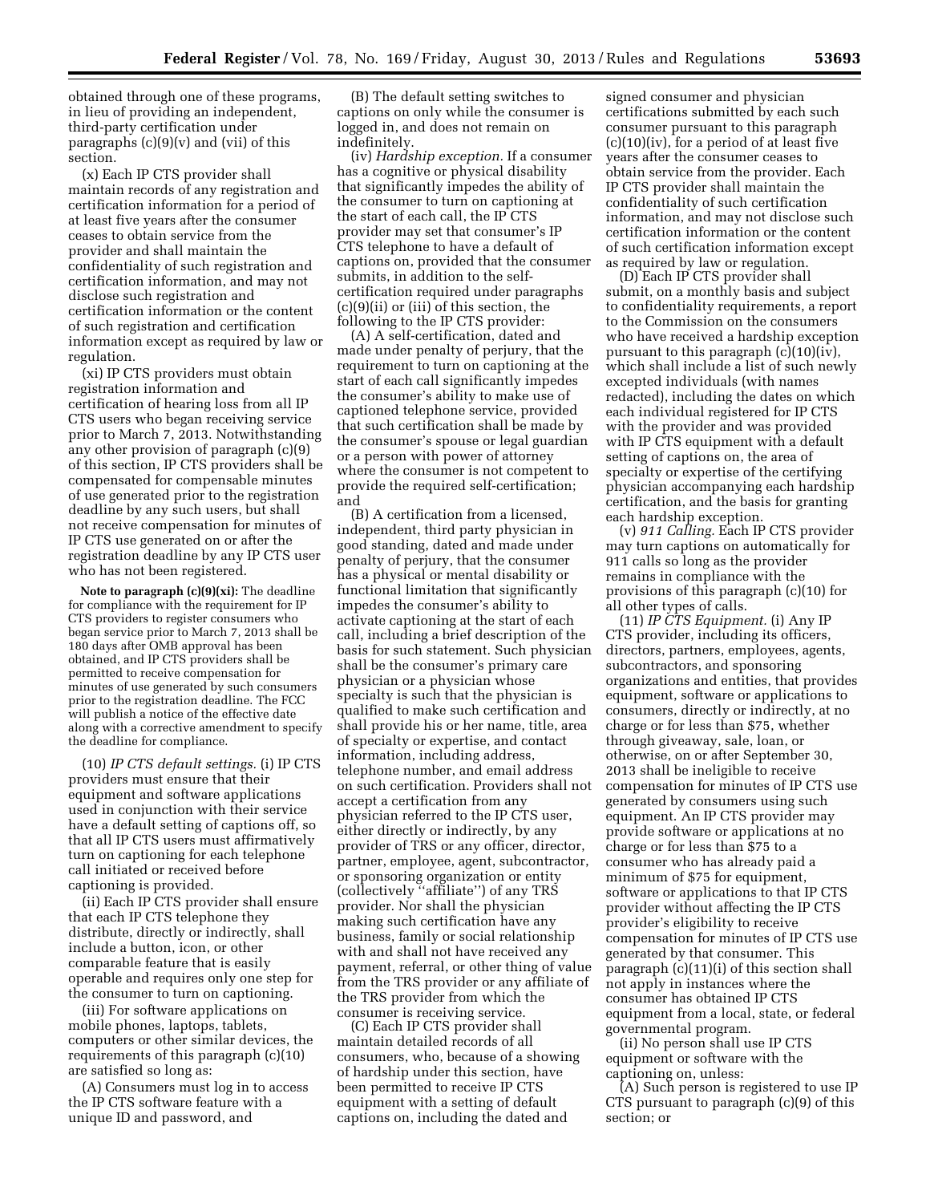obtained through one of these programs, in lieu of providing an independent, third-party certification under paragraphs (c)(9)(v) and (vii) of this section.

(x) Each IP CTS provider shall maintain records of any registration and certification information for a period of at least five years after the consumer ceases to obtain service from the provider and shall maintain the confidentiality of such registration and certification information, and may not disclose such registration and certification information or the content of such registration and certification information except as required by law or regulation.

(xi) IP CTS providers must obtain registration information and certification of hearing loss from all IP CTS users who began receiving service prior to March 7, 2013. Notwithstanding any other provision of paragraph (c)(9) of this section, IP CTS providers shall be compensated for compensable minutes of use generated prior to the registration deadline by any such users, but shall not receive compensation for minutes of IP CTS use generated on or after the registration deadline by any IP CTS user who has not been registered.

**Note to paragraph (c)(9)(xi):** The deadline for compliance with the requirement for IP CTS providers to register consumers who began service prior to March 7, 2013 shall be 180 days after OMB approval has been obtained, and IP CTS providers shall be permitted to receive compensation for minutes of use generated by such consumers prior to the registration deadline. The FCC will publish a notice of the effective date along with a corrective amendment to specify the deadline for compliance.

(10) *IP CTS default settings.* (i) IP CTS providers must ensure that their equipment and software applications used in conjunction with their service have a default setting of captions off, so that all IP CTS users must affirmatively turn on captioning for each telephone call initiated or received before captioning is provided.

(ii) Each IP CTS provider shall ensure that each IP CTS telephone they distribute, directly or indirectly, shall include a button, icon, or other comparable feature that is easily operable and requires only one step for the consumer to turn on captioning.

(iii) For software applications on mobile phones, laptops, tablets, computers or other similar devices, the requirements of this paragraph (c)(10) are satisfied so long as:

(A) Consumers must log in to access the IP CTS software feature with a unique ID and password, and

(B) The default setting switches to captions on only while the consumer is logged in, and does not remain on indefinitely.

(iv) *Hardship exception.* If a consumer has a cognitive or physical disability that significantly impedes the ability of the consumer to turn on captioning at the start of each call, the IP CTS provider may set that consumer's IP CTS telephone to have a default of captions on, provided that the consumer submits, in addition to the self-certification required under paragraphs (c)(9)(ii) or (iii) of this section, the following to the IP CTS provider:

(A) A self-certification, dated and made under penalty of perjury, that the requirement to turn on captioning at the start of each call significantly impedes the consumer's ability to make use of captioned telephone service, provided that such certification shall be made by the consumer's spouse or legal guardian or a person with power of attorney where the consumer is not competent to provide the required self-certification; and

(B) A certification from a licensed, independent, third party physician in good standing, dated and made under penalty of perjury, that the consumer has a physical or mental disability or functional limitation that significantly impedes the consumer's ability to activate captioning at the start of each call, including a brief description of the basis for such statement. Such physician shall be the consumer's primary care physician or a physician whose specialty is such that the physician is qualified to make such certification and shall provide his or her name, title, area of specialty or expertise, and contact information, including address, telephone number, and email address on such certification. Providers shall not accept a certification from any physician referred to the IP CTS user, either directly or indirectly, by any provider of TRS or any officer, director, partner, employee, agent, subcontractor, or sponsoring organization or entity (collectively "affiliate") of any TRS provider. Nor shall the physician making such certification have any business, family or social relationship with and shall not have received any payment, referral, or other thing of value from the TRS provider or any affiliate of the TRS provider from which the consumer is receiving service.

(C) Each IP CTS provider shall maintain detailed records of all consumers, who, because of a showing of hardship under this section, have been permitted to receive IP CTS equipment with a setting of default captions on, including the dated and signed consumer and physician certifications submitted by each such consumer pursuant to this paragraph (c)(10)(iv), for a period of at least five years after the consumer ceases to obtain service from the provider. Each IP CTS provider shall maintain the confidentiality of such certification information, and may not disclose such certification information or the content of such certification information except as required by law or regulation.

(D) Each IP CTS provider shall submit, on a monthly basis and subject to confidentiality requirements, a report to the Commission on the consumers who have received a hardship exception pursuant to this paragraph (c)(10)(iv), which shall include a list of such newly excepted individuals (with names redacted), including the dates on which each individual registered for IP CTS with the provider and was provided with IP CTS equipment with a default setting of captions on, the area of specialty or expertise of the certifying physician accompanying each hardship certification, and the basis for granting each hardship exception.

(v) *911 Calling.* Each IP CTS provider may turn captions on automatically for 911 calls so long as the provider remains in compliance with the provisions of this paragraph (c)(10) for all other types of calls.

(11) *IP CTS Equipment.* (i) Any IP CTS provider, including its officers, directors, partners, employees, agents, subcontractors, and sponsoring organizations and entities, that provides equipment, software or applications to consumers, directly or indirectly, at no charge or for less than $75, whether through giveaway, sale, loan, or otherwise, on or after September 30, 2013 shall be ineligible to receive compensation for minutes of IP CTS use generated by consumers using such equipment. An IP CTS provider may provide software or applications at no charge or for less than $75 to a consumer who has already paid a minimum of $75 for equipment, software or applications to that IP CTS provider without affecting the IP CTS provider's eligibility to receive compensation for minutes of IP CTS use generated by that consumer. This paragraph (c)(11)(i) of this section shall not apply in instances where the consumer has obtained IP CTS equipment from a local, state, or federal governmental program.

(ii) No person shall use IP CTS equipment or software with the captioning on, unless:

(A) Such person is registered to use IP CTS pursuant to paragraph (c)(9) of this section; or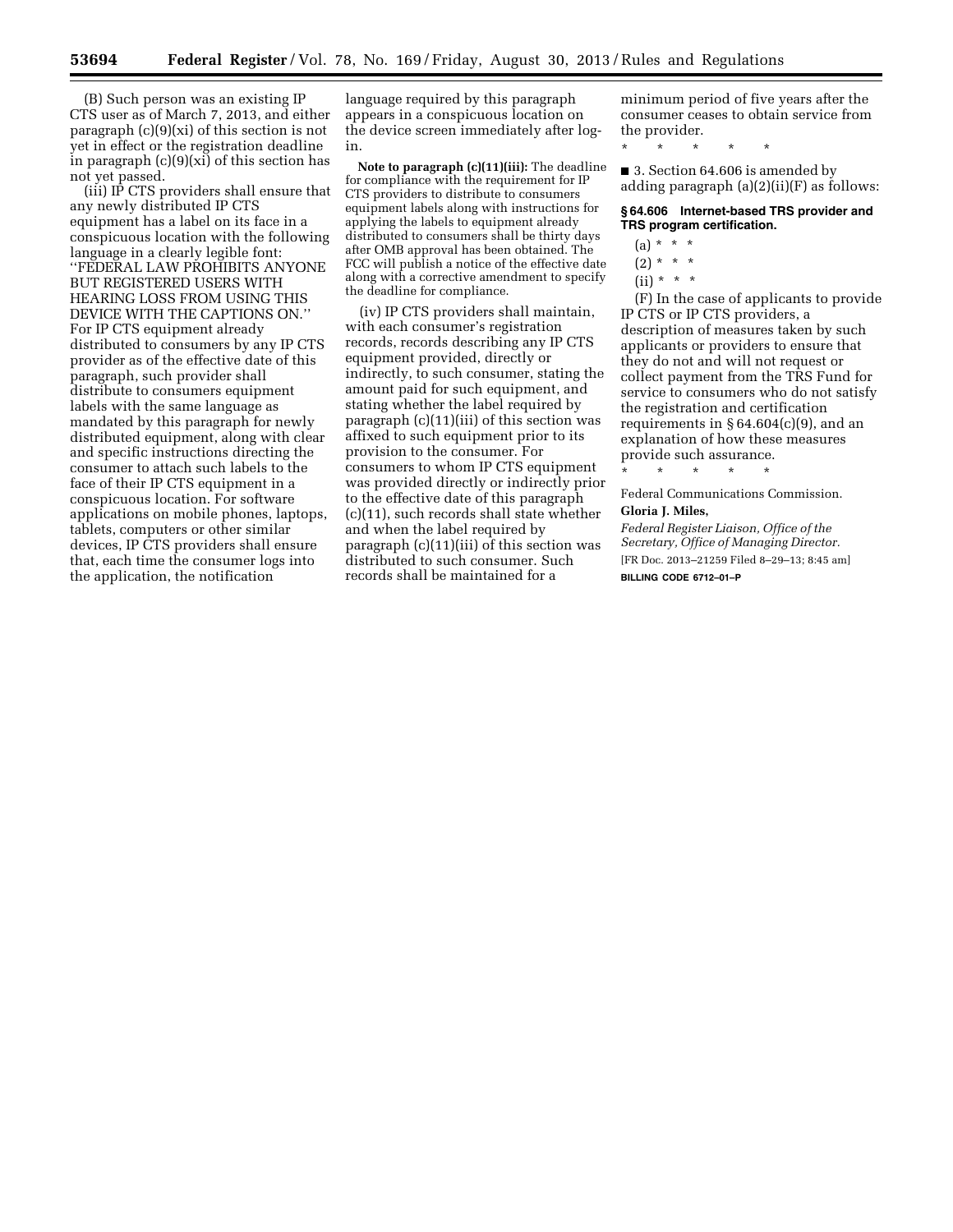(B) Such person was an existing IP CTS user as of March 7, 2013, and either paragraph (c)(9)(xi) of this section is not yet in effect or the registration deadline in paragraph (c)(9)(xi) of this section has not yet passed.

(iii) IP CTS providers shall ensure that any newly distributed IP CTS equipment has a label on its face in a conspicuous location with the following language in a clearly legible font: ''FEDERAL LAW PROHIBITS ANYONE BUT REGISTERED USERS WITH HEARING LOSS FROM USING THIS DEVICE WITH THE CAPTIONS ON.'' For IP CTS equipment already distributed to consumers by any IP CTS provider as of the effective date of this paragraph, such provider shall distribute to consumers equipment labels with the same language as mandated by this paragraph for newly distributed equipment, along with clear and specific instructions directing the consumer to attach such labels to the face of their IP CTS equipment in a conspicuous location. For software applications on mobile phones, laptops, tablets, computers or other similar devices, IP CTS providers shall ensure that, each time the consumer logs into the application, the notification language required by this paragraph appears in a conspicuous location on the device screen immediately after log-in.

**Note to paragraph (c)(11)(iii):** The deadline for compliance with the requirement for IP CTS providers to distribute to consumers equipment labels along with instructions for applying the labels to equipment already distributed to consumers shall be thirty days after OMB approval has been obtained. The FCC will publish a notice of the effective date along with a corrective amendment to specify the deadline for compliance.

(iv) IP CTS providers shall maintain, with each consumer's registration records, records describing any IP CTS equipment provided, directly or indirectly, to such consumer, stating the amount paid for such equipment, and stating whether the label required by paragraph (c)(11)(iii) of this section was affixed to such equipment prior to its provision to the consumer. For consumers to whom IP CTS equipment was provided directly or indirectly prior to the effective date of this paragraph (c)(11), such records shall state whether and when the label required by paragraph (c)(11)(iii) of this section was distributed to such consumer. Such records shall be maintained for a minimum period of five years after the consumer ceases to obtain service from the provider.

\* \* \* \* \*

■ 3. Section 64.606 is amended by adding paragraph (a)(2)(ii)(F) as follows:

**§ 64.606 Internet-based TRS provider and TRS program certification.**

(a) \* \* \*

(2) \* \* \*

(ii) \* \* \*

(F) In the case of applicants to provide IP CTS or IP CTS providers, a description of measures taken by such applicants or providers to ensure that they do not and will not request or collect payment from the TRS Fund for service to consumers who do not satisfy the registration and certification requirements in § 64.604(c)(9), and an explanation of how these measures provide such assurance.

\* \* \* \* \*

Federal Communications Commission.

**Gloria J. Miles,**

*Federal Register Liaison, Office of the Secretary, Office of Managing Director.*

[FR Doc. 2013–21259 Filed 8–29–13; 8:45 am]

**BILLING CODE 6712–01–P**